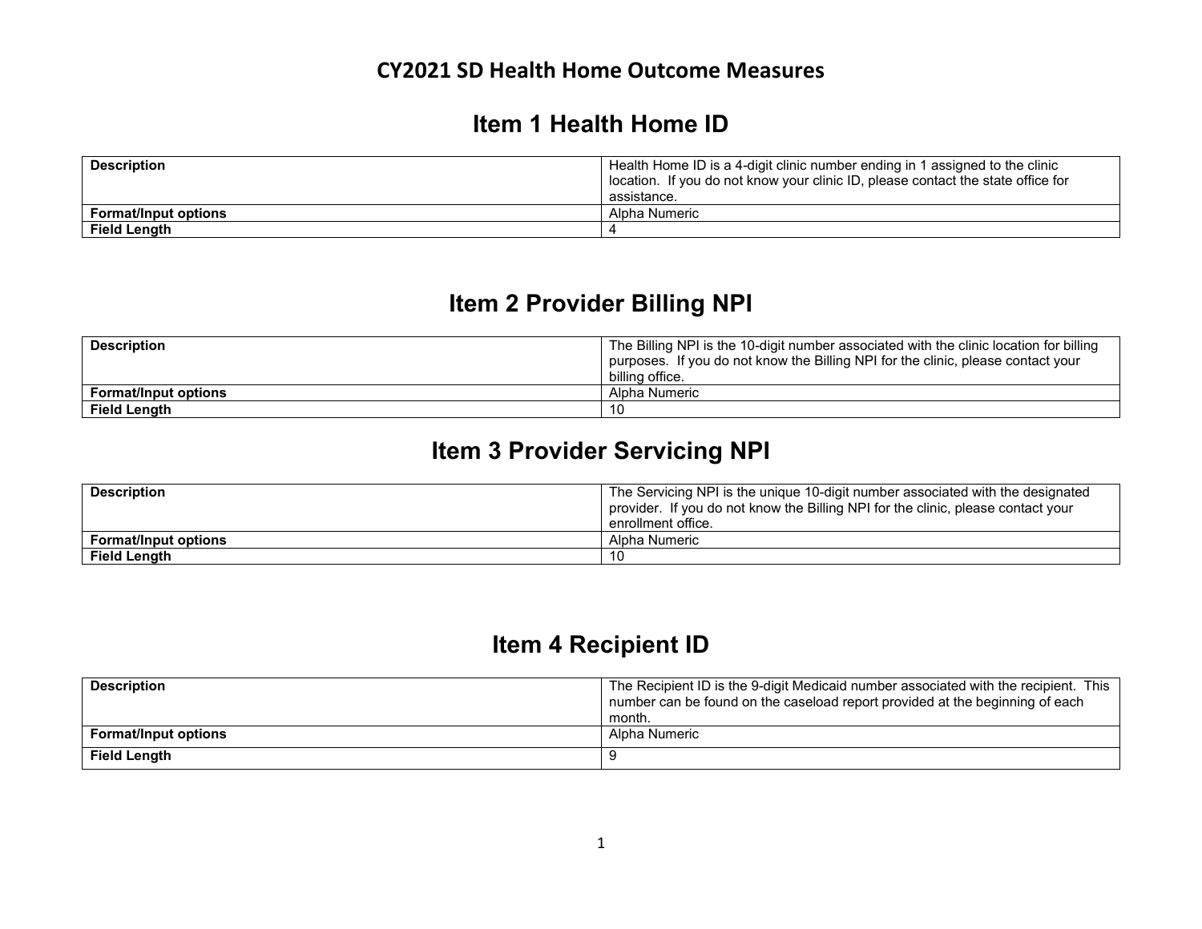# CY2021 SD Health Home Outcome Measures

## Item 1 Health Home ID

| Description | Health Home ID is a 4-digit clinic number ending in 1 assigned to the clinic location. If you do not know your clinic ID, please contact the state office for assistance. |
|---|---|
| **Format/Input options** | Alpha Numeric |
| **Field Length** | 4 |

## Item 2 Provider Billing NPI

| Description | The Billing NPI is the 10-digit number associated with the clinic location for billing purposes. If you do not know the Billing NPI for the clinic, please contact your billing office. |
|---|---|
| **Format/Input options** | Alpha Numeric |
| **Field Length** | 10 |

## Item 3 Provider Servicing NPI

| Description | The Servicing NPI is the unique 10-digit number associated with the designated provider. If you do not know the Billing NPI for the clinic, please contact your enrollment office. |
|---|---|
| **Format/Input options** | Alpha Numeric |
| **Field Length** | 10 |

## Item 4 Recipient ID

| Description | The Recipient ID is the 9-digit Medicaid number associated with the recipient. This number can be found on the caseload report provided at the beginning of each month. |
|---|---|
| **Format/Input options** | Alpha Numeric |
| **Field Length** | 9 |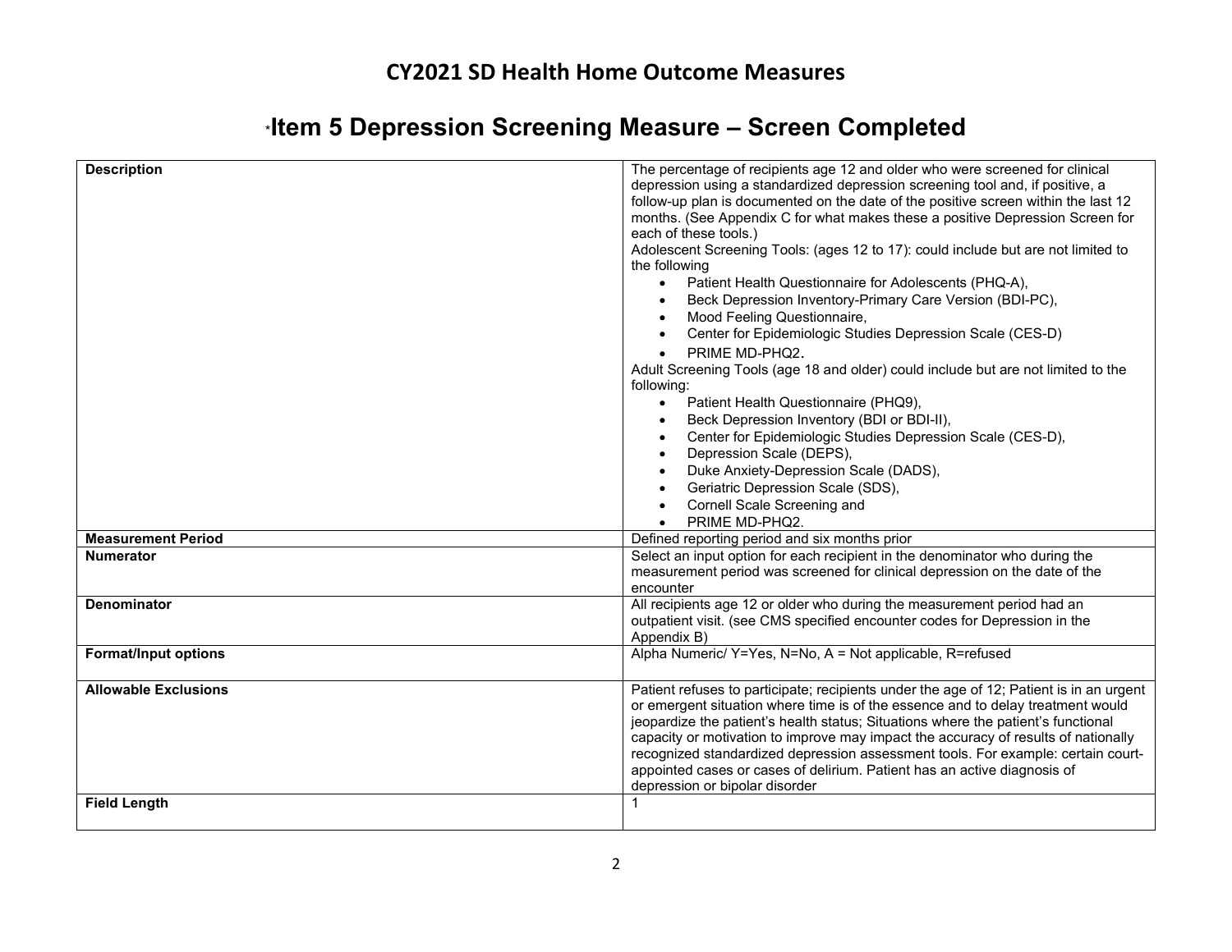# CY2021 SD Health Home Outcome Measures

## *Item 5 Depression Screening Measure – Screen Completed

| | |
|---|---|
| **Description** | The percentage of recipients age 12 and older who were screened for clinical depression using a standardized depression screening tool and, if positive, a follow-up plan is documented on the date of the positive screen within the last 12 months. (See Appendix C for what makes these a positive Depression Screen for each of these tools.)<br>Adolescent Screening Tools: (ages 12 to 17): could include but are not limited to the following<br>• Patient Health Questionnaire for Adolescents (PHQ-A),<br>• Beck Depression Inventory-Primary Care Version (BDI-PC),<br>• Mood Feeling Questionnaire,<br>• Center for Epidemiologic Studies Depression Scale (CES-D)<br>• PRIME MD-PHQ2.<br>Adult Screening Tools (age 18 and older) could include but are not limited to the following:<br>• Patient Health Questionnaire (PHQ9),<br>• Beck Depression Inventory (BDI or BDI-II),<br>• Center for Epidemiologic Studies Depression Scale (CES-D),<br>• Depression Scale (DEPS),<br>• Duke Anxiety-Depression Scale (DADS),<br>• Geriatric Depression Scale (SDS),<br>• Cornell Scale Screening and<br>• PRIME MD-PHQ2. |
| **Measurement Period** | Defined reporting period and six months prior |
| **Numerator** | Select an input option for each recipient in the denominator who during the measurement period was screened for clinical depression on the date of the encounter |
| **Denominator** | All recipients age 12 or older who during the measurement period had an outpatient visit. (see CMS specified encounter codes for Depression in the Appendix B) |
| **Format/Input options** | Alpha Numeric/ Y=Yes, N=No, A = Not applicable, R=refused |
| **Allowable Exclusions** | Patient refuses to participate; recipients under the age of 12; Patient is in an urgent or emergent situation where time is of the essence and to delay treatment would jeopardize the patient's health status; Situations where the patient's functional capacity or motivation to improve may impact the accuracy of results of nationally recognized standardized depression assessment tools. For example: certain court-appointed cases or cases of delirium. Patient has an active diagnosis of depression or bipolar disorder |
| **Field Length** | 1 |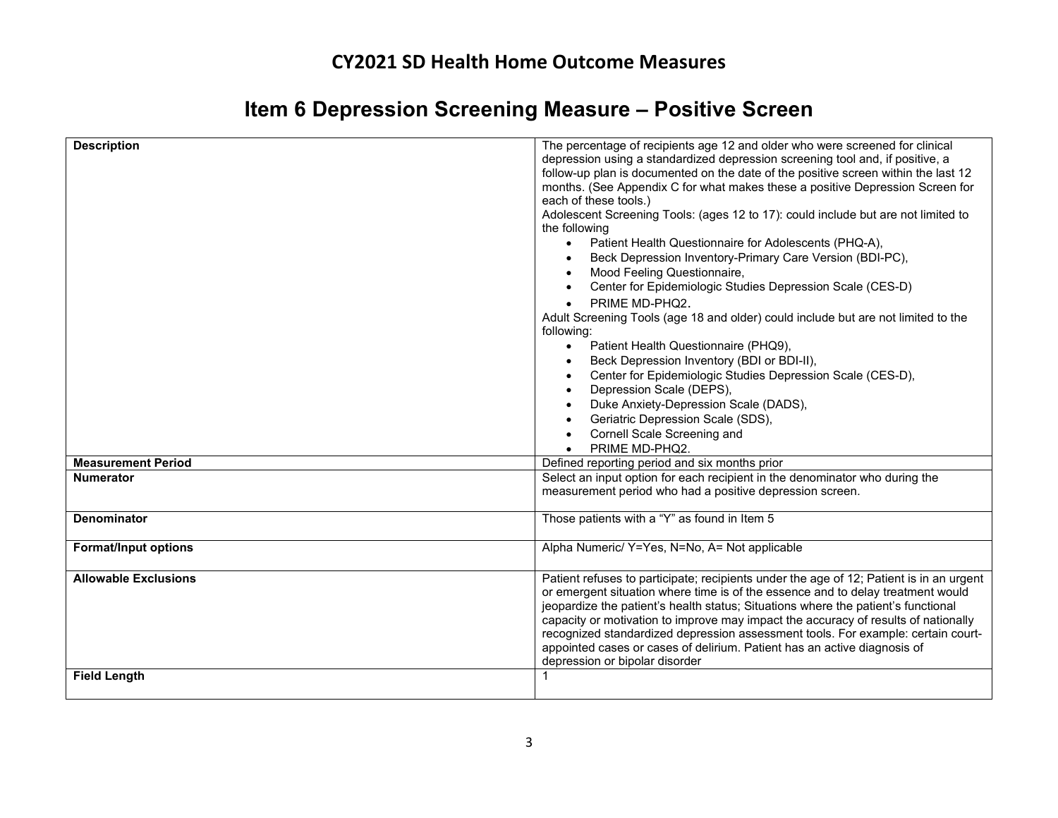# CY2021 SD Health Home Outcome Measures

## Item 6 Depression Screening Measure – Positive Screen

| | |
|---|---|
| **Description** | The percentage of recipients age 12 and older who were screened for clinical depression using a standardized depression screening tool and, if positive, a follow-up plan is documented on the date of the positive screen within the last 12 months. (See Appendix C for what makes these a positive Depression Screen for each of these tools.)<br>Adolescent Screening Tools: (ages 12 to 17): could include but are not limited to the following<br>• Patient Health Questionnaire for Adolescents (PHQ-A),<br>• Beck Depression Inventory-Primary Care Version (BDI-PC),<br>• Mood Feeling Questionnaire,<br>• Center for Epidemiologic Studies Depression Scale (CES-D)<br>• PRIME MD-PHQ2.<br>Adult Screening Tools (age 18 and older) could include but are not limited to the following:<br>• Patient Health Questionnaire (PHQ9),<br>• Beck Depression Inventory (BDI or BDI-II),<br>• Center for Epidemiologic Studies Depression Scale (CES-D),<br>• Depression Scale (DEPS),<br>• Duke Anxiety-Depression Scale (DADS),<br>• Geriatric Depression Scale (SDS),<br>• Cornell Scale Screening and<br>• PRIME MD-PHQ2. |
| **Measurement Period** | Defined reporting period and six months prior |
| **Numerator** | Select an input option for each recipient in the denominator who during the measurement period who had a positive depression screen. |
| **Denominator** | Those patients with a "Y" as found in Item 5 |
| **Format/Input options** | Alpha Numeric/ Y=Yes, N=No, A= Not applicable |
| **Allowable Exclusions** | Patient refuses to participate; recipients under the age of 12; Patient is in an urgent or emergent situation where time is of the essence and to delay treatment would jeopardize the patient's health status; Situations where the patient's functional capacity or motivation to improve may impact the accuracy of results of nationally recognized standardized depression assessment tools. For example: certain court-appointed cases or cases of delirium. Patient has an active diagnosis of depression or bipolar disorder |
| **Field Length** | 1 |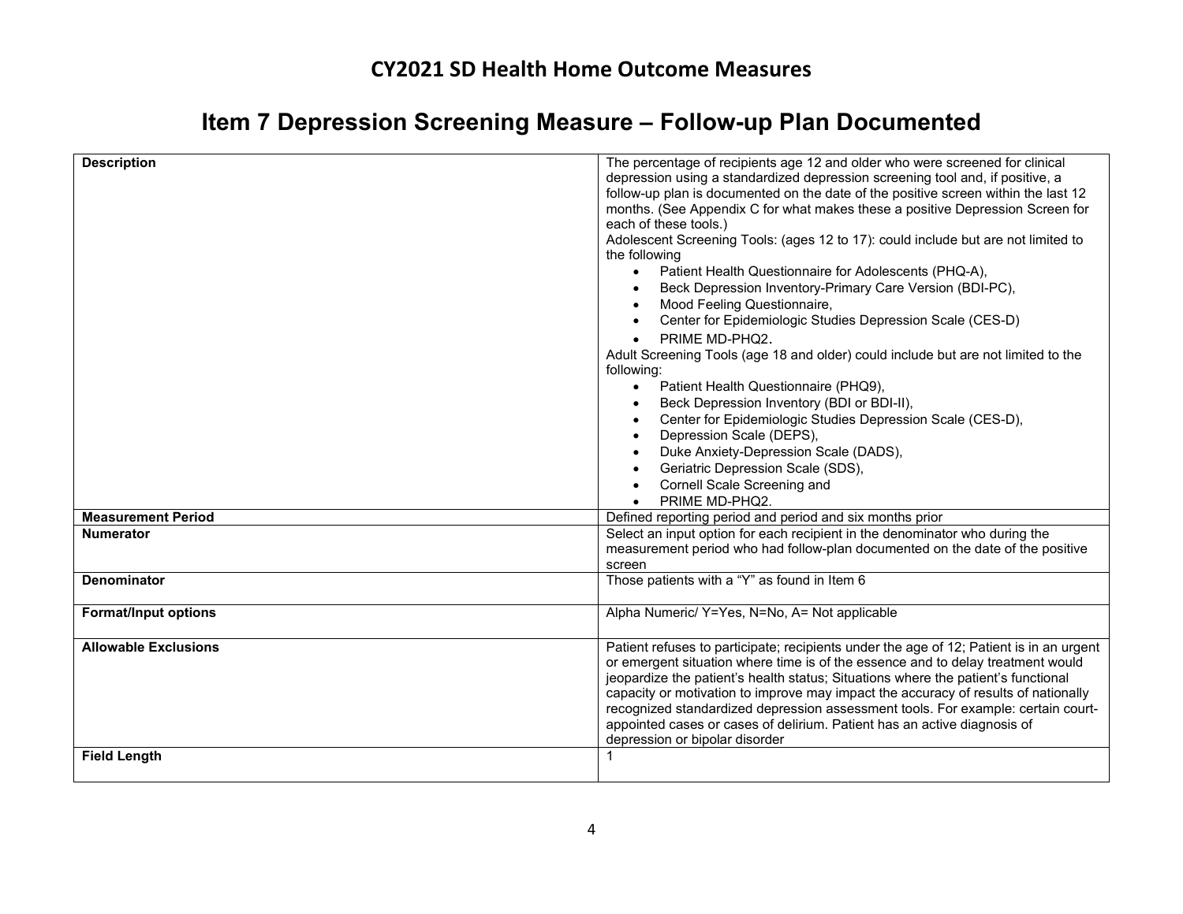## CY2021 SD Health Home Outcome Measures

# Item 7 Depression Screening Measure – Follow-up Plan Documented

| **Description** | The percentage of recipients age 12 and older who were screened for clinical depression using a standardized depression screening tool and, if positive, a follow-up plan is documented on the date of the positive screen within the last 12 months. (See Appendix C for what makes these a positive Depression Screen for each of these tools.)<br>Adolescent Screening Tools: (ages 12 to 17): could include but are not limited to the following<br>• Patient Health Questionnaire for Adolescents (PHQ-A),<br>• Beck Depression Inventory-Primary Care Version (BDI-PC),<br>• Mood Feeling Questionnaire,<br>• Center for Epidemiologic Studies Depression Scale (CES-D)<br>• PRIME MD-PHQ2.<br>Adult Screening Tools (age 18 and older) could include but are not limited to the following:<br>• Patient Health Questionnaire (PHQ9),<br>• Beck Depression Inventory (BDI or BDI-II),<br>• Center for Epidemiologic Studies Depression Scale (CES-D),<br>• Depression Scale (DEPS),<br>• Duke Anxiety-Depression Scale (DADS),<br>• Geriatric Depression Scale (SDS),<br>• Cornell Scale Screening and<br>• PRIME MD-PHQ2. |
|---|---|
| **Measurement Period** | Defined reporting period and period and six months prior |
| **Numerator** | Select an input option for each recipient in the denominator who during the measurement period who had follow-plan documented on the date of the positive screen |
| **Denominator** | Those patients with a "Y" as found in Item 6 |
| **Format/Input options** | Alpha Numeric/ Y=Yes, N=No, A= Not applicable |
| **Allowable Exclusions** | Patient refuses to participate; recipients under the age of 12; Patient is in an urgent or emergent situation where time is of the essence and to delay treatment would jeopardize the patient's health status; Situations where the patient's functional capacity or motivation to improve may impact the accuracy of results of nationally recognized standardized depression assessment tools. For example: certain court-appointed cases or cases of delirium. Patient has an active diagnosis of depression or bipolar disorder |
| **Field Length** | 1 |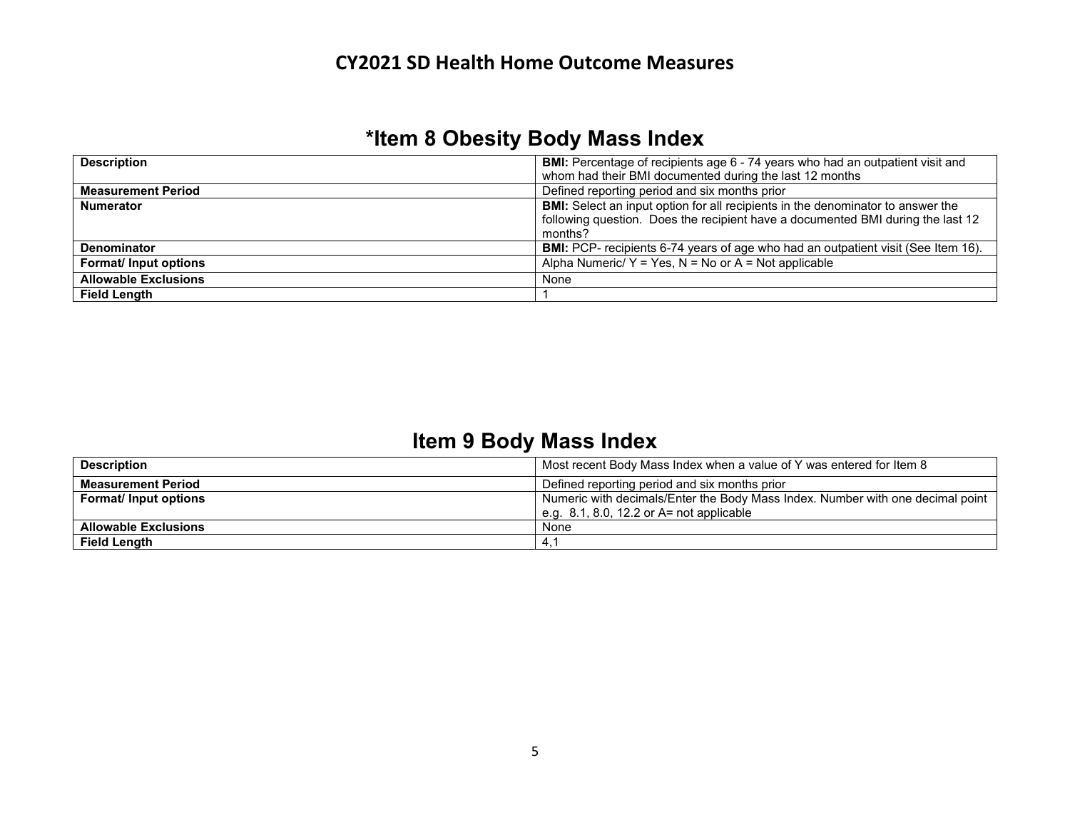## CY2021 SD Health Home Outcome Measures

# *Item 8 Obesity Body Mass Index

| Description | **BMI:** Percentage of recipients age 6 - 74 years who had an outpatient visit and whom had their BMI documented during the last 12 months |
|---|---|
| **Measurement Period** | Defined reporting period and six months prior |
| **Numerator** | **BMI:** Select an input option for all recipients in the denominator to answer the following question. Does the recipient have a documented BMI during the last 12 months? |
| **Denominator** | **BMI:** PCP- recipients 6-74 years of age who had an outpatient visit (See Item 16). |
| **Format/ Input options** | Alpha Numeric/ Y = Yes, N = No or A = Not applicable |
| **Allowable Exclusions** | None |
| **Field Length** | 1 |

# Item 9 Body Mass Index

| Description | Most recent Body Mass Index when a value of Y was entered for Item 8 |
|---|---|
| **Measurement Period** | Defined reporting period and six months prior |
| **Format/ Input options** | Numeric with decimals/Enter the Body Mass Index. Number with one decimal point e.g. 8.1, 8.0, 12.2 or A= not applicable |
| **Allowable Exclusions** | None |
| **Field Length** | 4,1 |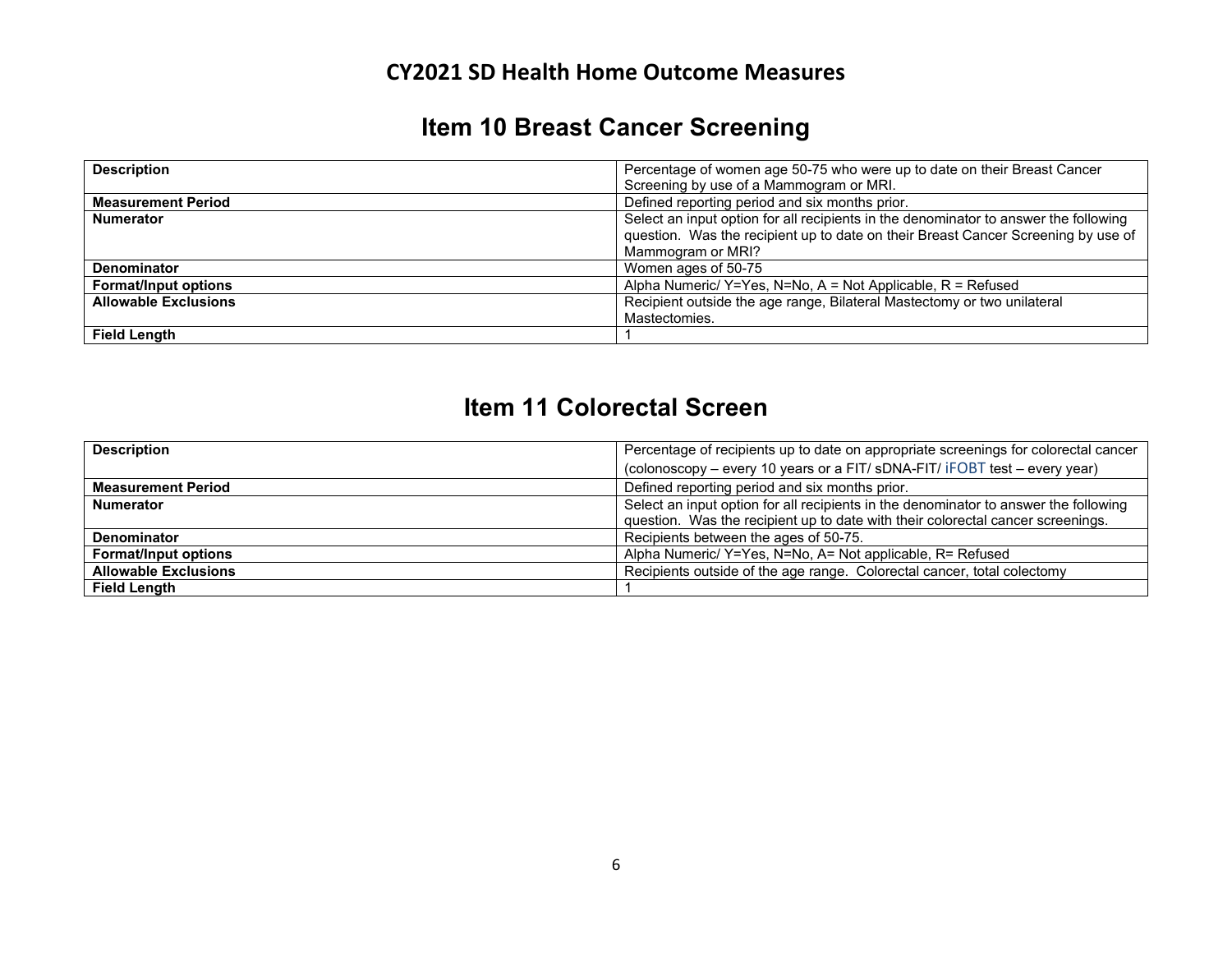# CY2021 SD Health Home Outcome Measures

## Item 10 Breast Cancer Screening

| **Description** | Percentage of women age 50-75 who were up to date on their Breast Cancer Screening by use of a Mammogram or MRI. |
|---|---|
| **Measurement Period** | Defined reporting period and six months prior. |
| **Numerator** | Select an input option for all recipients in the denominator to answer the following question. Was the recipient up to date on their Breast Cancer Screening by use of Mammogram or MRI? |
| **Denominator** | Women ages of 50-75 |
| **Format/Input options** | Alpha Numeric/ Y=Yes, N=No, A = Not Applicable, R = Refused |
| **Allowable Exclusions** | Recipient outside the age range, Bilateral Mastectomy or two unilateral Mastectomies. |
| **Field Length** | 1 |

## Item 11 Colorectal Screen

| **Description** | Percentage of recipients up to date on appropriate screenings for colorectal cancer (colonoscopy – every 10 years or a FIT/ sDNA-FIT/ iFOBT test – every year) |
|---|---|
| **Measurement Period** | Defined reporting period and six months prior. |
| **Numerator** | Select an input option for all recipients in the denominator to answer the following question. Was the recipient up to date with their colorectal cancer screenings. |
| **Denominator** | Recipients between the ages of 50-75. |
| **Format/Input options** | Alpha Numeric/ Y=Yes, N=No, A= Not applicable, R= Refused |
| **Allowable Exclusions** | Recipients outside of the age range. Colorectal cancer, total colectomy |
| **Field Length** | 1 |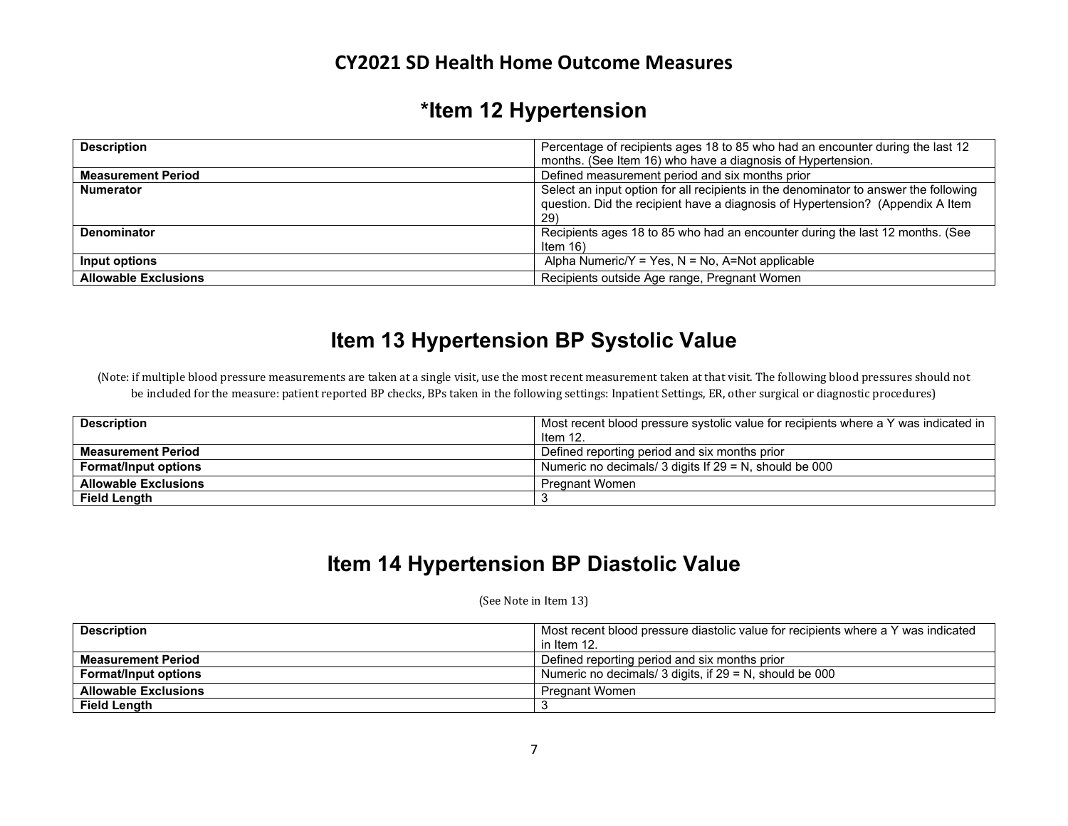# CY2021 SD Health Home Outcome Measures

## *Item 12 Hypertension

| **Description** | Percentage of recipients ages 18 to 85 who had an encounter during the last 12 months. (See Item 16) who have a diagnosis of Hypertension. |
|---|---|
| **Measurement Period** | Defined measurement period and six months prior |
| **Numerator** | Select an input option for all recipients in the denominator to answer the following question. Did the recipient have a diagnosis of Hypertension? (Appendix A Item 29) |
| **Denominator** | Recipients ages 18 to 85 who had an encounter during the last 12 months. (See Item 16) |
| **Input options** | Alpha Numeric/Y = Yes, N = No, A=Not applicable |
| **Allowable Exclusions** | Recipients outside Age range, Pregnant Women |

## Item 13 Hypertension BP Systolic Value

(Note: if multiple blood pressure measurements are taken at a single visit, use the most recent measurement taken at that visit. The following blood pressures should not be included for the measure: patient reported BP checks, BPs taken in the following settings: Inpatient Settings, ER, other surgical or diagnostic procedures)

| **Description** | Most recent blood pressure systolic value for recipients where a Y was indicated in Item 12. |
|---|---|
| **Measurement Period** | Defined reporting period and six months prior |
| **Format/Input options** | Numeric no decimals/ 3 digits If 29 = N, should be 000 |
| **Allowable Exclusions** | Pregnant Women |
| **Field Length** | 3 |

## Item 14 Hypertension BP Diastolic Value

(See Note in Item 13)

| **Description** | Most recent blood pressure diastolic value for recipients where a Y was indicated in Item 12. |
|---|---|
| **Measurement Period** | Defined reporting period and six months prior |
| **Format/Input options** | Numeric no decimals/ 3 digits, if 29 = N, should be 000 |
| **Allowable Exclusions** | Pregnant Women |
| **Field Length** | 3 |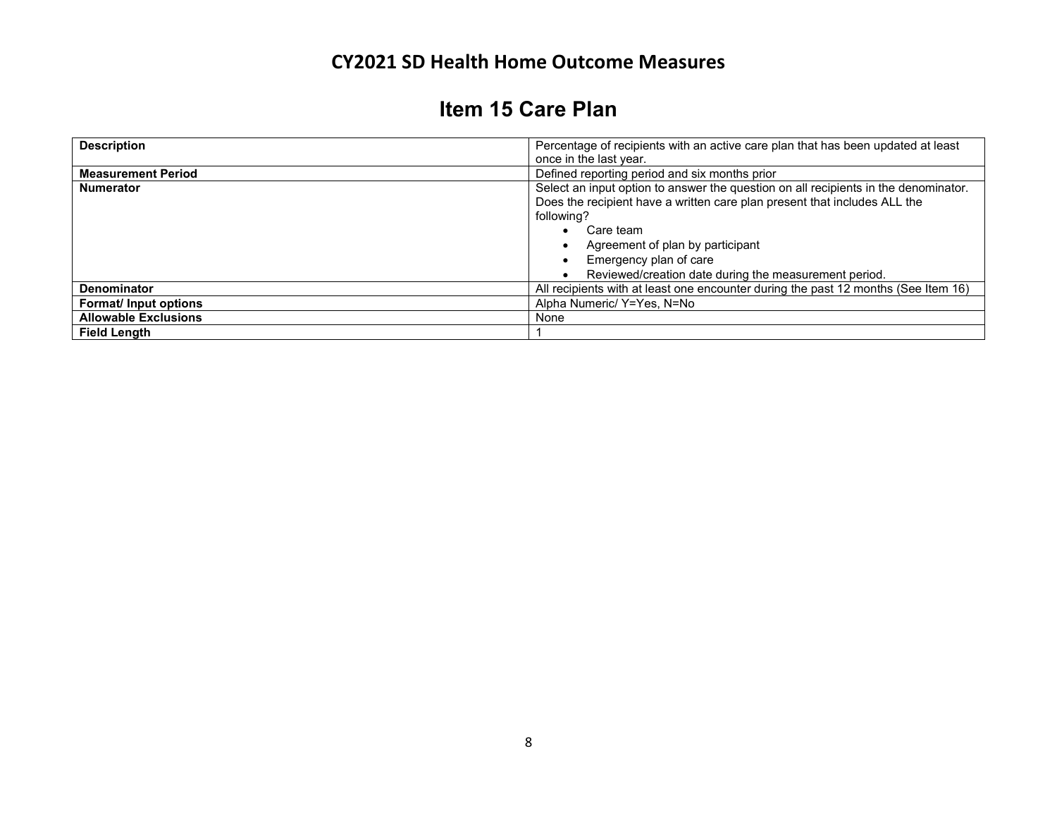# CY2021 SD Health Home Outcome Measures

## Item 15 Care Plan

| | |
|---|---|
| **Description** | Percentage of recipients with an active care plan that has been updated at least once in the last year. |
| **Measurement Period** | Defined reporting period and six months prior |
| **Numerator** | Select an input option to answer the question on all recipients in the denominator. Does the recipient have a written care plan present that includes ALL the following?<br>• Care team<br>• Agreement of plan by participant<br>• Emergency plan of care<br>• Reviewed/creation date during the measurement period. |
| **Denominator** | All recipients with at least one encounter during the past 12 months (See Item 16) |
| **Format/ Input options** | Alpha Numeric/ Y=Yes, N=No |
| **Allowable Exclusions** | None |
| **Field Length** | 1 |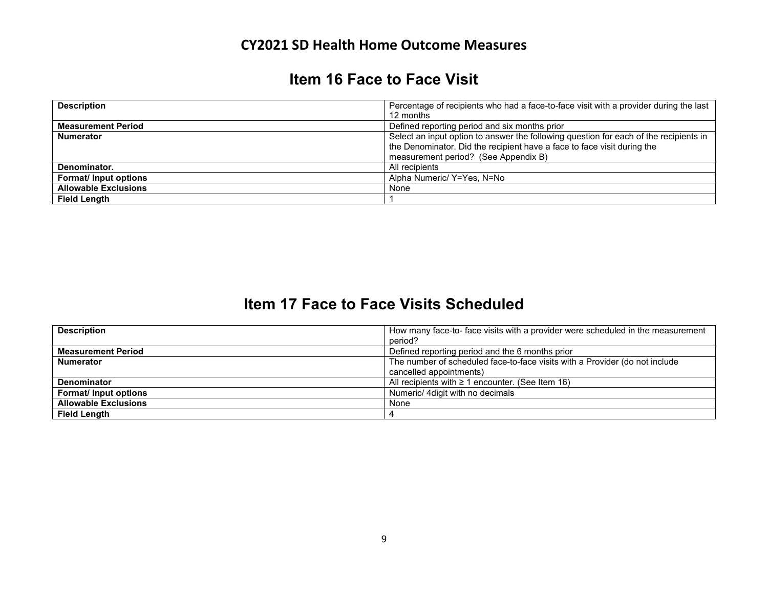## CY2021 SD Health Home Outcome Measures

# Item 16 Face to Face Visit

| **Description** | Percentage of recipients who had a face-to-face visit with a provider during the last 12 months |
|---|---|
| **Measurement Period** | Defined reporting period and six months prior |
| **Numerator** | Select an input option to answer the following question for each of the recipients in the Denominator. Did the recipient have a face to face visit during the measurement period? (See Appendix B) |
| **Denominator.** | All recipients |
| **Format/ Input options** | Alpha Numeric/ Y=Yes, N=No |
| **Allowable Exclusions** | None |
| **Field Length** | 1 |

# Item 17 Face to Face Visits Scheduled

| **Description** | How many face-to- face visits with a provider were scheduled in the measurement period? |
|---|---|
| **Measurement Period** | Defined reporting period and the 6 months prior |
| **Numerator** | The number of scheduled face-to-face visits with a Provider (do not include cancelled appointments) |
| **Denominator** | All recipients with ≥ 1 encounter. (See Item 16) |
| **Format/ Input options** | Numeric/ 4digit with no decimals |
| **Allowable Exclusions** | None |
| **Field Length** | 4 |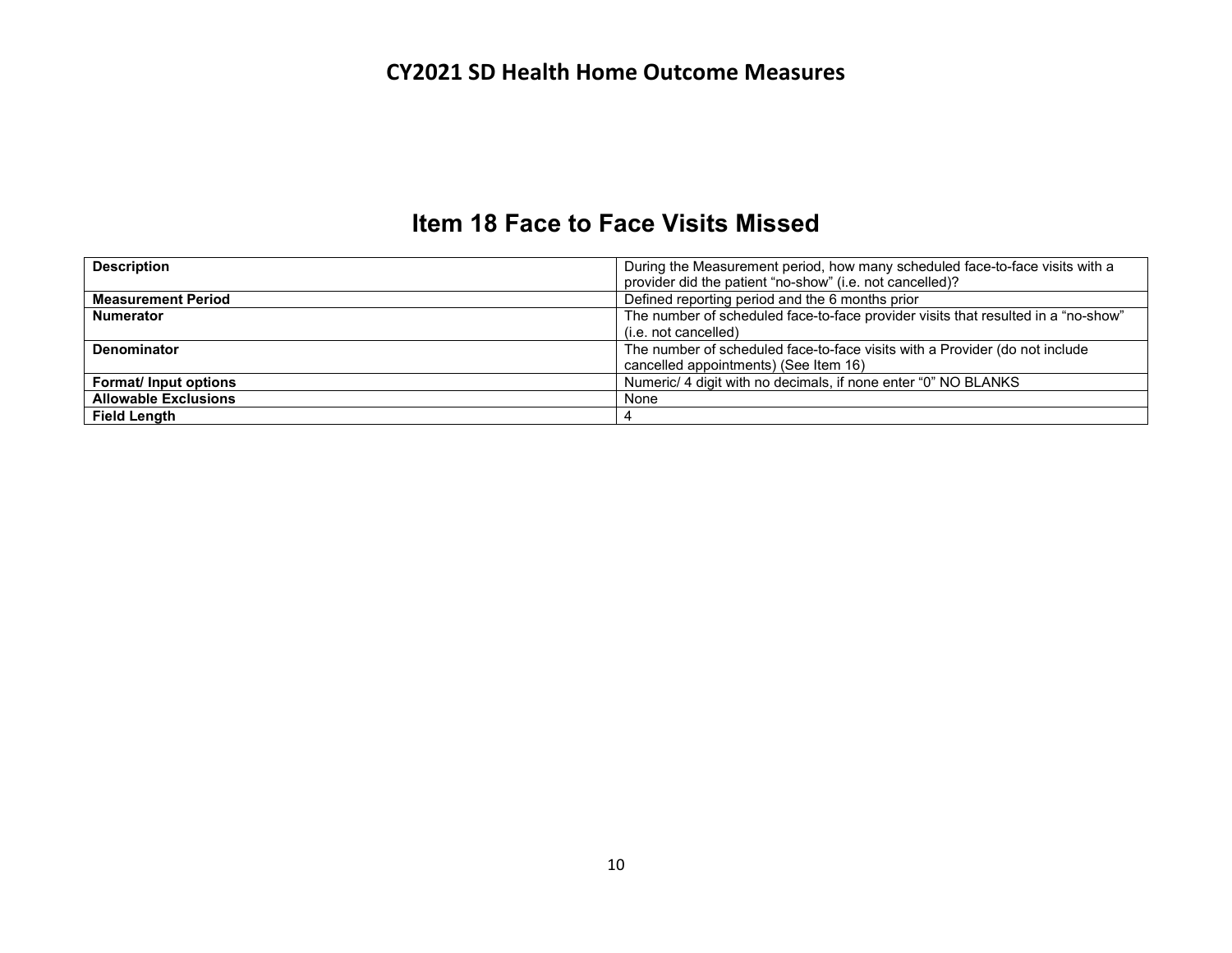# Item 18 Face to Face Visits Missed

| | |
|---|---|
| **Description** | During the Measurement period, how many scheduled face-to-face visits with a provider did the patient "no-show" (i.e. not cancelled)? |
| **Measurement Period** | Defined reporting period and the 6 months prior |
| **Numerator** | The number of scheduled face-to-face provider visits that resulted in a "no-show" (i.e. not cancelled) |
| **Denominator** | The number of scheduled face-to-face visits with a Provider (do not include cancelled appointments) (See Item 16) |
| **Format/ Input options** | Numeric/ 4 digit with no decimals, if none enter "0" NO BLANKS |
| **Allowable Exclusions** | None |
| **Field Length** | 4 |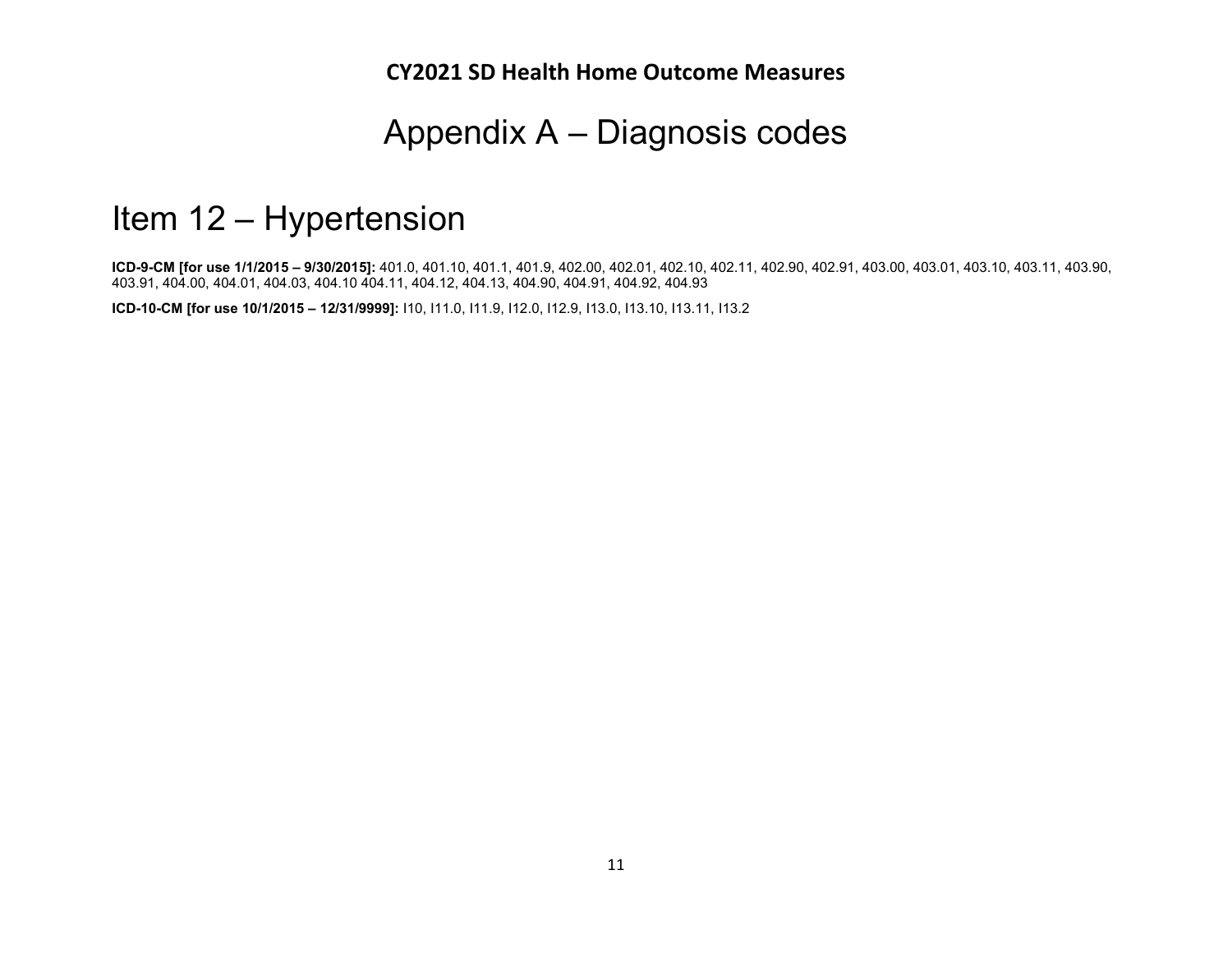# Appendix A – Diagnosis codes

## Item 12 – Hypertension

**ICD-9-CM [for use 1/1/2015 – 9/30/2015]:** 401.0, 401.10, 401.1, 401.9, 402.00, 402.01, 402.10, 402.11, 402.90, 402.91, 403.00, 403.01, 403.10, 403.11, 403.90, 403.91, 404.00, 404.01, 404.03, 404.10 404.11, 404.12, 404.13, 404.90, 404.91, 404.92, 404.93

**ICD-10-CM [for use 10/1/2015 – 12/31/9999]:** I10, I11.0, I11.9, I12.0, I12.9, I13.0, I13.10, I13.11, I13.2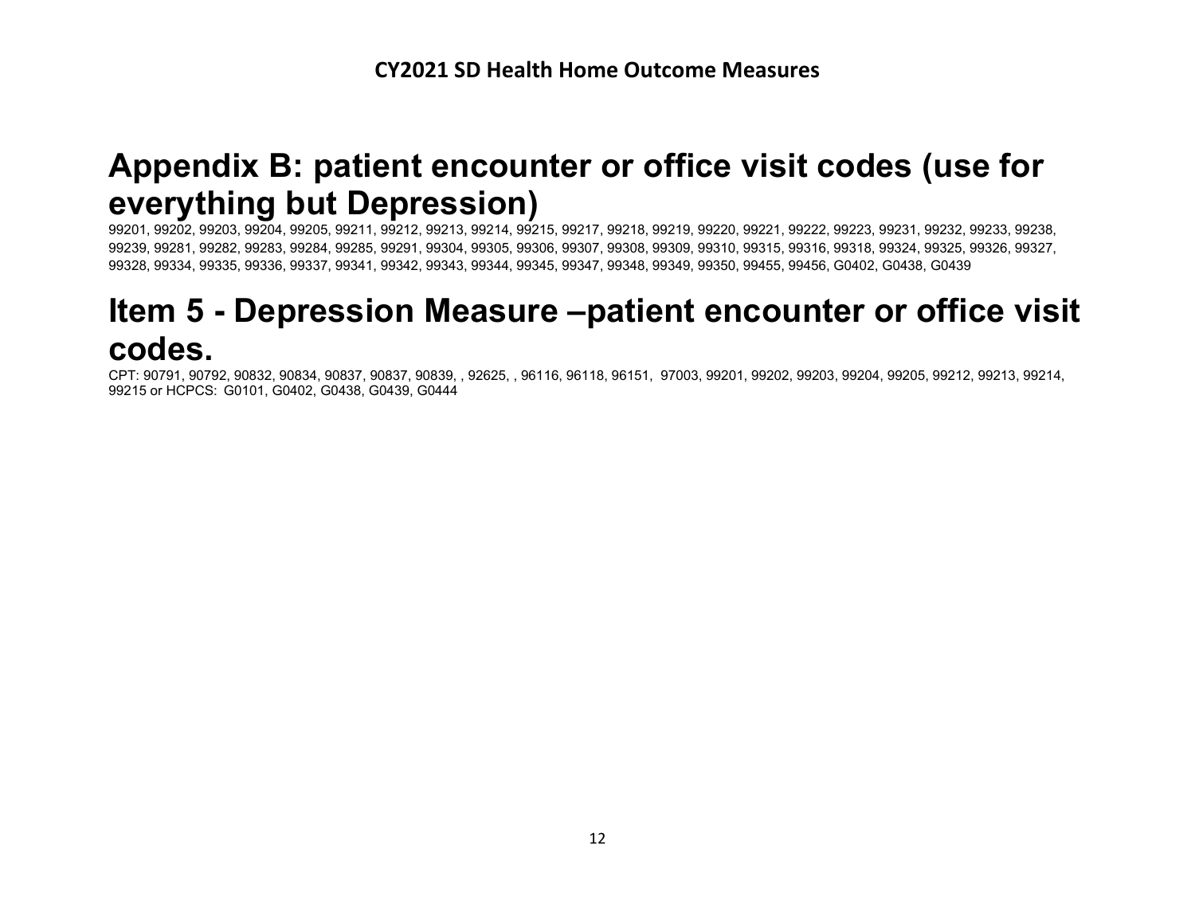# Appendix B: patient encounter or office visit codes (use for everything but Depression)

99201, 99202, 99203, 99204, 99205, 99211, 99212, 99213, 99214, 99215, 99217, 99218, 99219, 99220, 99221, 99222, 99223, 99231, 99232, 99233, 99238, 99239, 99281, 99282, 99283, 99284, 99285, 99291, 99304, 99305, 99306, 99307, 99308, 99309, 99310, 99315, 99316, 99318, 99324, 99325, 99326, 99327, 99328, 99334, 99335, 99336, 99337, 99341, 99342, 99343, 99344, 99345, 99347, 99348, 99349, 99350, 99455, 99456, G0402, G0438, G0439

# Item 5 - Depression Measure –patient encounter or office visit codes.

CPT: 90791, 90792, 90832, 90834, 90837, 90837, 90839, , 92625, , 96116, 96118, 96151, 97003, 99201, 99202, 99203, 99204, 99205, 99212, 99213, 99214, 99215 or HCPCS: G0101, G0402, G0438, G0439, G0444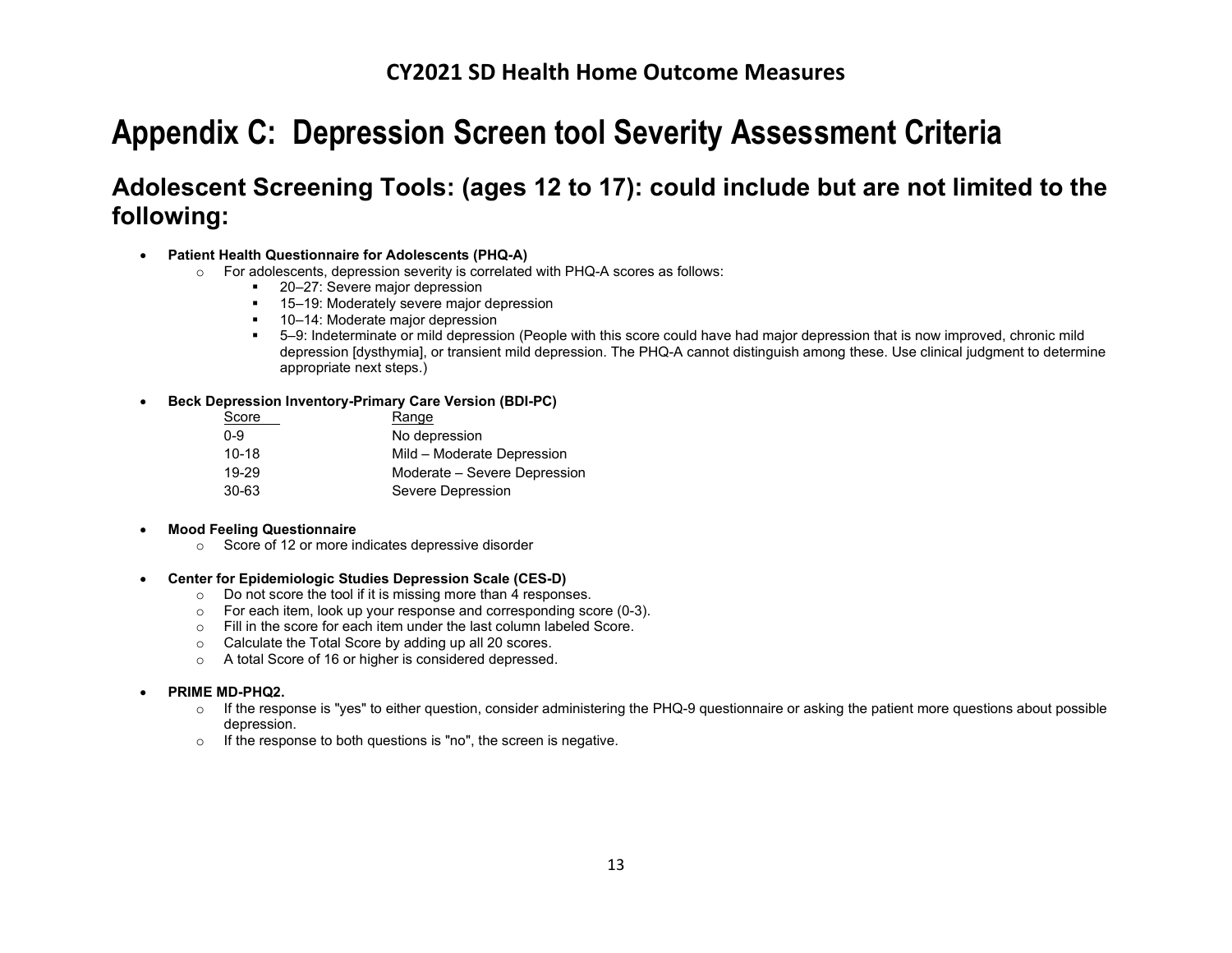# Appendix C: Depression Screen tool Severity Assessment Criteria

## Adolescent Screening Tools: (ages 12 to 17): could include but are not limited to the following:

- **Patient Health Questionnaire for Adolescents (PHQ-A)**
  - For adolescents, depression severity is correlated with PHQ-A scores as follows:
    - 20–27: Severe major depression
    - 15–19: Moderately severe major depression
    - 10–14: Moderate major depression
    - 5–9: Indeterminate or mild depression (People with this score could have had major depression that is now improved, chronic mild depression [dysthymia], or transient mild depression. The PHQ-A cannot distinguish among these. Use clinical judgment to determine appropriate next steps.)

- **Beck Depression Inventory-Primary Care Version (BDI-PC)**

| Score | Range |
|---|---|
| 0-9 | No depression |
| 10-18 | Mild – Moderate Depression |
| 19-29 | Moderate – Severe Depression |
| 30-63 | Severe Depression |

- **Mood Feeling Questionnaire**
  - Score of 12 or more indicates depressive disorder

- **Center for Epidemiologic Studies Depression Scale (CES-D)**
  - Do not score the tool if it is missing more than 4 responses.
  - For each item, look up your response and corresponding score (0-3).
  - Fill in the score for each item under the last column labeled Score.
  - Calculate the Total Score by adding up all 20 scores.
  - A total Score of 16 or higher is considered depressed.

- **PRIME MD-PHQ2.**
  - If the response is "yes" to either question, consider administering the PHQ-9 questionnaire or asking the patient more questions about possible depression.
  - If the response to both questions is "no", the screen is negative.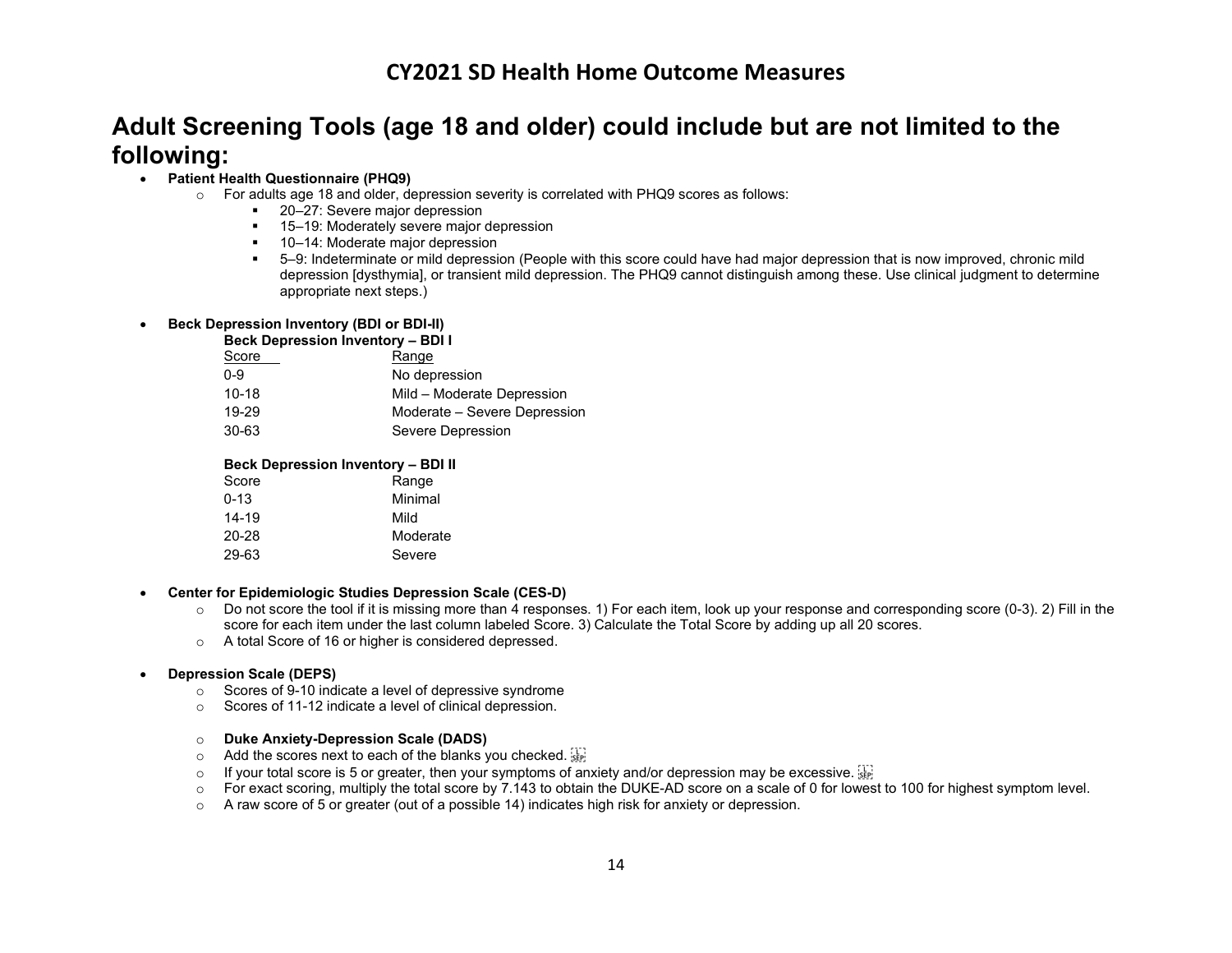# Adult Screening Tools (age 18 and older) could include but are not limited to the following:

- **Patient Health Questionnaire (PHQ9)**
  - For adults age 18 and older, depression severity is correlated with PHQ9 scores as follows:
    - 20–27: Severe major depression
    - 15–19: Moderately severe major depression
    - 10–14: Moderate major depression
    - 5–9: Indeterminate or mild depression (People with this score could have had major depression that is now improved, chronic mild depression [dysthymia], or transient mild depression. The PHQ9 cannot distinguish among these. Use clinical judgment to determine appropriate next steps.)

- **Beck Depression Inventory (BDI or BDI-II)**

  **Beck Depression Inventory – BDI I**

| Score | Range |
|---|---|
| 0-9 | No depression |
| 10-18 | Mild – Moderate Depression |
| 19-29 | Moderate – Severe Depression |
| 30-63 | Severe Depression |

  **Beck Depression Inventory – BDI II**

| Score | Range |
|---|---|
| 0-13 | Minimal |
| 14-19 | Mild |
| 20-28 | Moderate |
| 29-63 | Severe |

- **Center for Epidemiologic Studies Depression Scale (CES-D)**
  - Do not score the tool if it is missing more than 4 responses. 1) For each item, look up your response and corresponding score (0-3). 2) Fill in the score for each item under the last column labeled Score. 3) Calculate the Total Score by adding up all 20 scores.
  - A total Score of 16 or higher is considered depressed.

- **Depression Scale (DEPS)**
  - Scores of 9-10 indicate a level of depressive syndrome
  - Scores of 11-12 indicate a level of clinical depression.

  - **Duke Anxiety-Depression Scale (DADS)**
  - Add the scores next to each of the blanks you checked.
  - If your total score is 5 or greater, then your symptoms of anxiety and/or depression may be excessive.
  - For exact scoring, multiply the total score by 7.143 to obtain the DUKE-AD score on a scale of 0 for lowest to 100 for highest symptom level.
  - A raw score of 5 or greater (out of a possible 14) indicates high risk for anxiety or depression.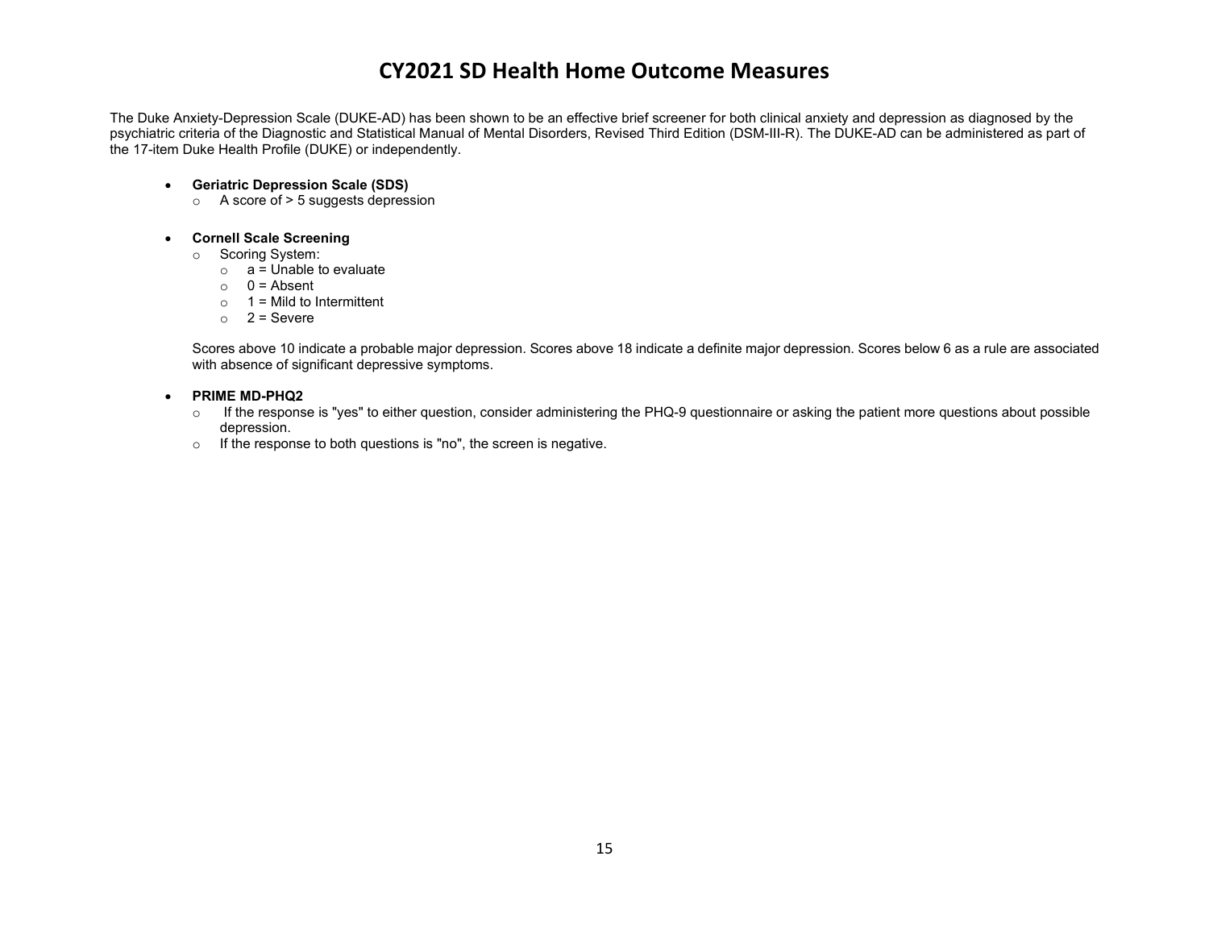# CY2021 SD Health Home Outcome Measures

The Duke Anxiety-Depression Scale (DUKE-AD) has been shown to be an effective brief screener for both clinical anxiety and depression as diagnosed by the psychiatric criteria of the Diagnostic and Statistical Manual of Mental Disorders, Revised Third Edition (DSM-III-R). The DUKE-AD can be administered as part of the 17-item Duke Health Profile (DUKE) or independently.

- **Geriatric Depression Scale (SDS)**
  - A score of > 5 suggests depression

- **Cornell Scale Screening**
  - Scoring System:
    - a = Unable to evaluate
    - 0 = Absent
    - 1 = Mild to Intermittent
    - 2 = Severe

  Scores above 10 indicate a probable major depression. Scores above 18 indicate a definite major depression. Scores below 6 as a rule are associated with absence of significant depressive symptoms.

- **PRIME MD-PHQ2**
  - If the response is "yes" to either question, consider administering the PHQ-9 questionnaire or asking the patient more questions about possible depression.
  - If the response to both questions is "no", the screen is negative.